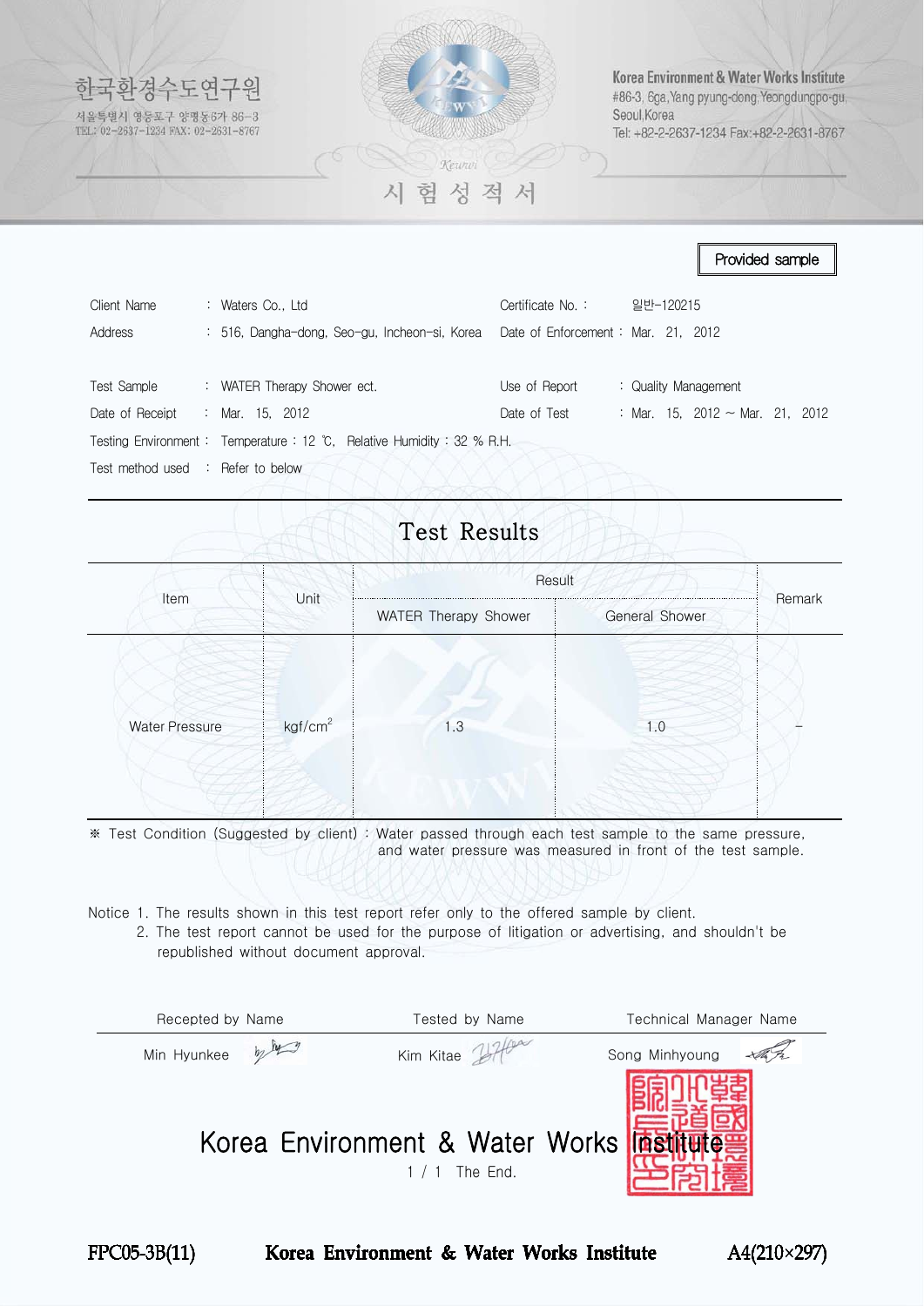한국환경수도연구원

서울특별시 영등포구 양평동6가 86-3
TEL: 02-2637-1234 FAX: 02-2631-8767

Korea Environment & Water Works Institute
#86-3, 6ga, Yang pyung-dong, Yeongdungpo-gu, Seoul, Korea
Tel: +82-2-2637-1234 Fax:+82-2-2631-8767

# 시 험 성 적 서

**Provided sample**

| | | | |
|---|---|---|---|
| Client Name | : Waters Co., Ltd | Certificate No. : | 일반-120215 |
| Address | : 516, Dangha-dong, Seo-gu, Incheon-si, Korea | Date of Enforcement : | Mar. 21, 2012 |
| Test Sample | : WATER Therapy Shower ect. | Use of Report | : Quality Management |
| Date of Receipt | : Mar. 15, 2012 | Date of Test | : Mar. 15, 2012 ~ Mar. 21, 2012 |
| Testing Environment | : Temperature : 12 ℃, Relative Humidity : 32 % R.H. | | |
| Test method used | : Refer to below | | |

## Test Results

| Item | Unit | Result | | Remark |
|---|---|---|---|---|
| | | WATER Therapy Shower | General Shower | |
| Water Pressure | $kgf/cm^2$ | 1.3 | 1.0 | - |

※ Test Condition (Suggested by client) : Water passed through each test sample to the same pressure, and water pressure was measured in front of the test sample.

Notice 1. The results shown in this test report refer only to the offered sample by client.
2. The test report cannot be used for the purpose of litigation or advertising, and shouldn't be republished without document approval.

| Recepted by Name | Tested by Name | Technical Manager Name |
|---|---|---|
| Min Hyunkee | Kim Kitae | Song Minhyoung |

**Korea Environment & Water Works Institute**

The End.

FPC05-3B(11) Korea Environment & Water Works Institute A4(210×297)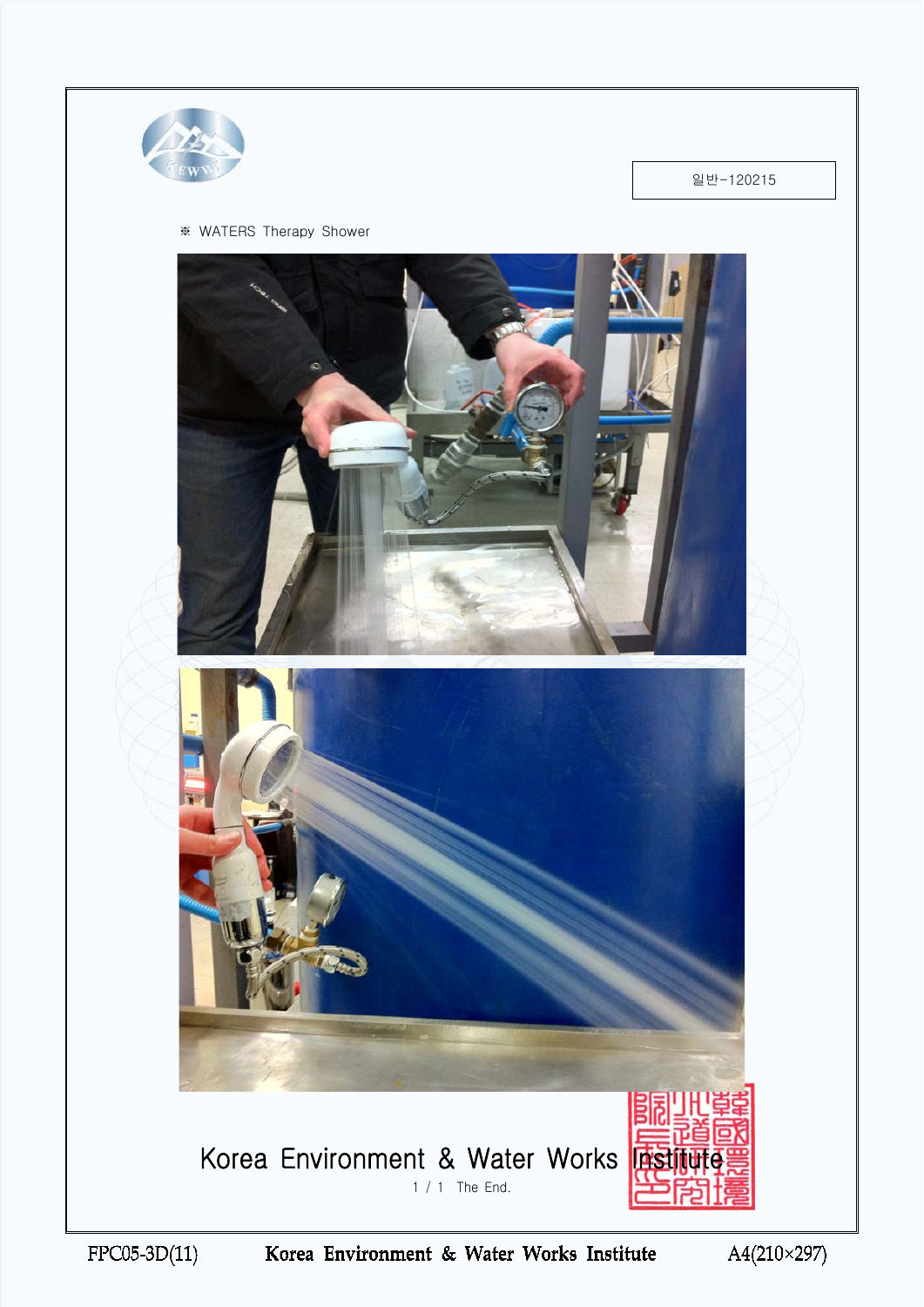일반-120215

※ WATERS Therapy Shower

Korea Environment & Water Works Institute

1 / 1 The End.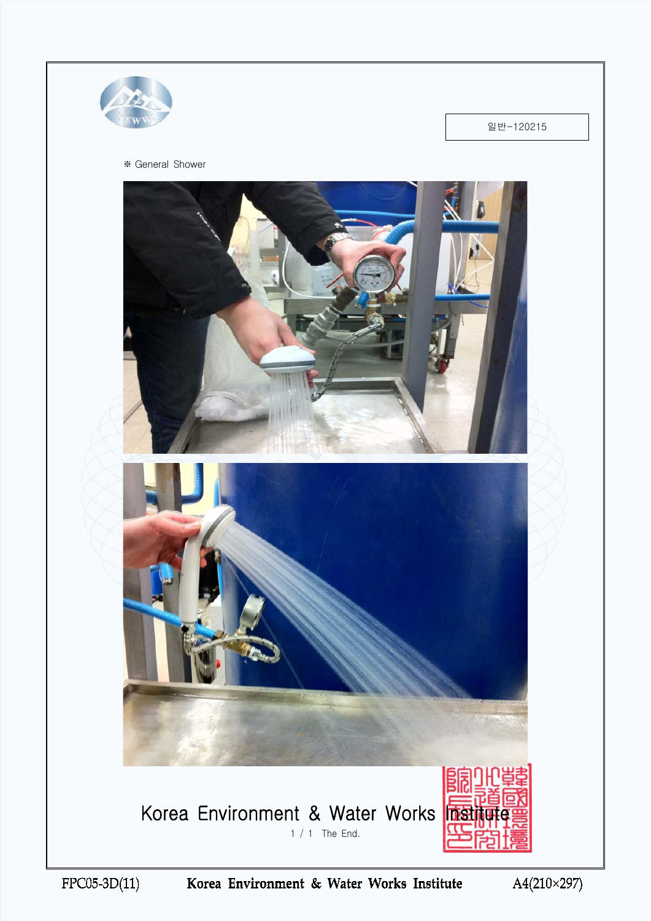일반-120215

※ General Shower

Korea Environment & Water Works Institute

The End.